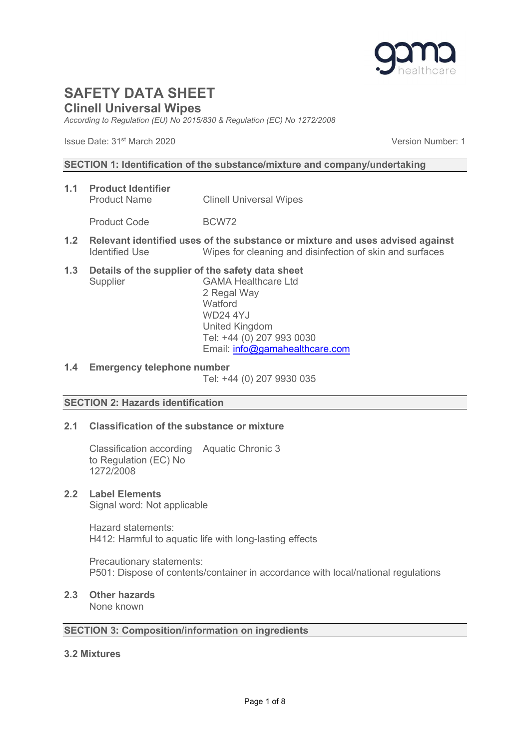# SAFETY DATA SHEET

## Clinell Universal Wipes

*According to Regulation (EU) No 2015/830 & Regulation (EC) No 1272/2008*

Issue Date: 31st March 2020 | Version Number: 1

## SECTION 1: Identification of the substance/mixture and company/undertaking

**1.1 Product Identifier**

Product Name: Clinell Universal Wipes

Product Code: BCW72

**1.2 Relevant identified uses of the substance or mixture and uses advised against**

Identified Use: Wipes for cleaning and disinfection of skin and surfaces

**1.3 Details of the supplier of the safety data sheet**

Supplier:
GAMA Healthcare Ltd
2 Regal Way
Watford
WD24 4YJ
United Kingdom
Tel: +44 (0) 207 993 0030
Email: info@gamahealthcare.com

**1.4 Emergency telephone number**

Tel: +44 (0) 207 9930 035

## SECTION 2: Hazards identification

**2.1 Classification of the substance or mixture**

Classification according to Regulation (EC) No 1272/2008: Aquatic Chronic 3

**2.2 Label Elements**

Signal word: Not applicable

Hazard statements:
H412: Harmful to aquatic life with long-lasting effects

Precautionary statements:
P501: Dispose of contents/container in accordance with local/national regulations

**2.3 Other hazards**

None known

## SECTION 3: Composition/information on ingredients

**3.2 Mixtures**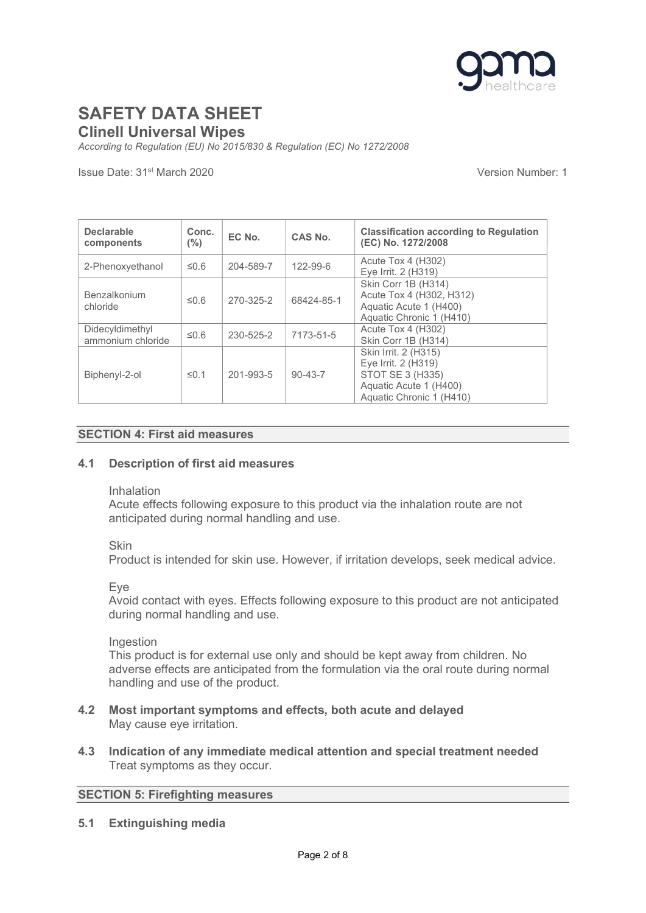| Declarable components | Conc. (%) | EC No. | CAS No. | Classification according to Regulation (EC) No. 1272/2008 |
|---|---|---|---|---|
| 2-Phenoxyethanol | ≤0.6 | 204-589-7 | 122-99-6 | Acute Tox 4 (H302)<br>Eye Irrit. 2 (H319) |
| Benzalkonium chloride | ≤0.6 | 270-325-2 | 68424-85-1 | Skin Corr 1B (H314)<br>Acute Tox 4 (H302, H312)<br>Aquatic Acute 1 (H400)<br>Aquatic Chronic 1 (H410) |
| Didecyldimethyl ammonium chloride | ≤0.6 | 230-525-2 | 7173-51-5 | Acute Tox 4 (H302)<br>Skin Corr 1B (H314) |
| Biphenyl-2-ol | ≤0.1 | 201-993-5 | 90-43-7 | Skin Irrit. 2 (H315)<br>Eye Irrit. 2 (H319)<br>STOT SE 3 (H335)<br>Aquatic Acute 1 (H400)<br>Aquatic Chronic 1 (H410) |

## SECTION 4: First aid measures

### 4.1 Description of first aid measures

Inhalation
Acute effects following exposure to this product via the inhalation route are not anticipated during normal handling and use.

Skin
Product is intended for skin use. However, if irritation develops, seek medical advice.

Eye
Avoid contact with eyes. Effects following exposure to this product are not anticipated during normal handling and use.

Ingestion
This product is for external use only and should be kept away from children. No adverse effects are anticipated from the formulation via the oral route during normal handling and use of the product.

### 4.2 Most important symptoms and effects, both acute and delayed

May cause eye irritation.

### 4.3 Indication of any immediate medical attention and special treatment needed

Treat symptoms as they occur.

## SECTION 5: Firefighting measures

### 5.1 Extinguishing media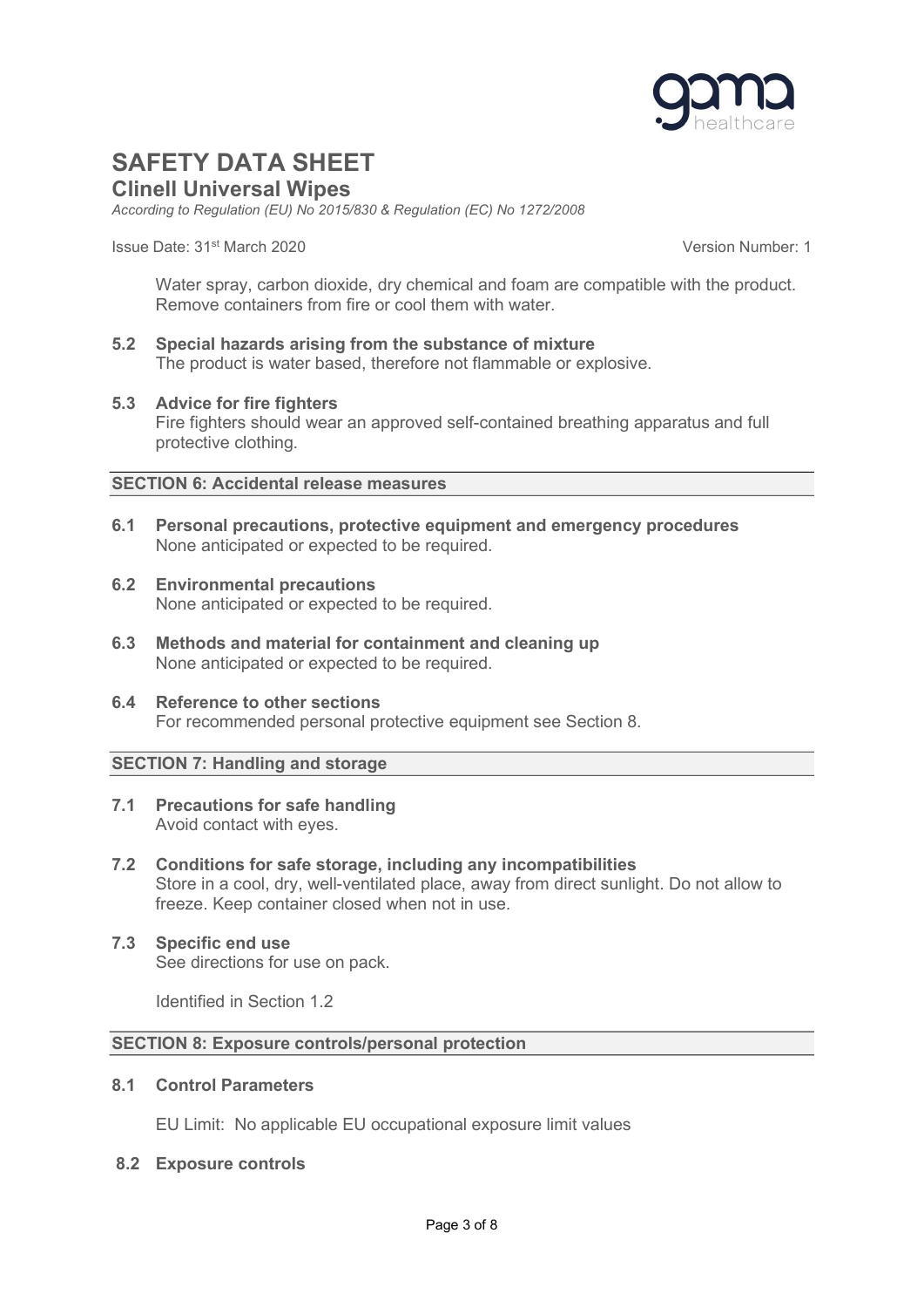Water spray, carbon dioxide, dry chemical and foam are compatible with the product. Remove containers from fire or cool them with water.

**5.2 Special hazards arising from the substance of mixture**

The product is water based, therefore not flammable or explosive.

**5.3 Advice for fire fighters**

Fire fighters should wear an approved self-contained breathing apparatus and full protective clothing.

## SECTION 6: Accidental release measures

**6.1 Personal precautions, protective equipment and emergency procedures**

None anticipated or expected to be required.

**6.2 Environmental precautions**

None anticipated or expected to be required.

**6.3 Methods and material for containment and cleaning up**

None anticipated or expected to be required.

**6.4 Reference to other sections**

For recommended personal protective equipment see Section 8.

## SECTION 7: Handling and storage

**7.1 Precautions for safe handling**

Avoid contact with eyes.

**7.2 Conditions for safe storage, including any incompatibilities**

Store in a cool, dry, well-ventilated place, away from direct sunlight. Do not allow to freeze. Keep container closed when not in use.

**7.3 Specific end use**

See directions for use on pack.

Identified in Section 1.2

## SECTION 8: Exposure controls/personal protection

**8.1 Control Parameters**

EU Limit: No applicable EU occupational exposure limit values

**8.2 Exposure controls**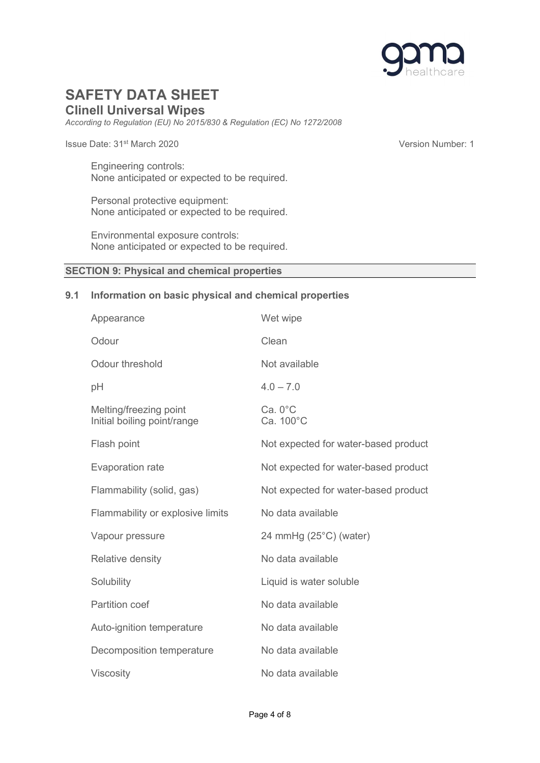Engineering controls:
None anticipated or expected to be required.

Personal protective equipment:
None anticipated or expected to be required.

Environmental exposure controls:
None anticipated or expected to be required.

## SECTION 9: Physical and chemical properties

### 9.1 Information on basic physical and chemical properties

| Property | Value |
|---|---|
| Appearance | Wet wipe |
| Odour | Clean |
| Odour threshold | Not available |
| pH | 4.0 – 7.0 |
| Melting/freezing point | Ca. 0°C |
| Initial boiling point/range | Ca. 100°C |
| Flash point | Not expected for water-based product |
| Evaporation rate | Not expected for water-based product |
| Flammability (solid, gas) | Not expected for water-based product |
| Flammability or explosive limits | No data available |
| Vapour pressure | 24 mmHg (25°C) (water) |
| Relative density | No data available |
| Solubility | Liquid is water soluble |
| Partition coef | No data available |
| Auto-ignition temperature | No data available |
| Decomposition temperature | No data available |
| Viscosity | No data available |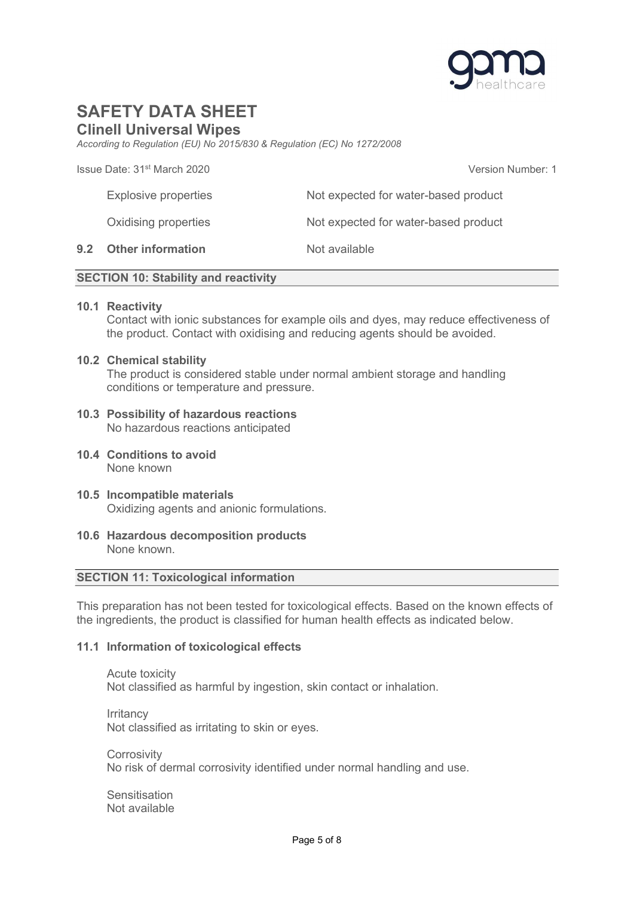| | |
|---|---|
| Explosive properties | Not expected for water-based product |
| Oxidising properties | Not expected for water-based product |

**9.2 Other information** Not available

## SECTION 10: Stability and reactivity

**10.1 Reactivity**

Contact with ionic substances for example oils and dyes, may reduce effectiveness of the product. Contact with oxidising and reducing agents should be avoided.

**10.2 Chemical stability**

The product is considered stable under normal ambient storage and handling conditions or temperature and pressure.

**10.3 Possibility of hazardous reactions**

No hazardous reactions anticipated

**10.4 Conditions to avoid**

None known

**10.5 Incompatible materials**

Oxidizing agents and anionic formulations.

**10.6 Hazardous decomposition products**

None known.

## SECTION 11: Toxicological information

This preparation has not been tested for toxicological effects. Based on the known effects of the ingredients, the product is classified for human health effects as indicated below.

**11.1 Information of toxicological effects**

Acute toxicity
Not classified as harmful by ingestion, skin contact or inhalation.

Irritancy
Not classified as irritating to skin or eyes.

Corrosivity
No risk of dermal corrosivity identified under normal handling and use.

Sensitisation
Not available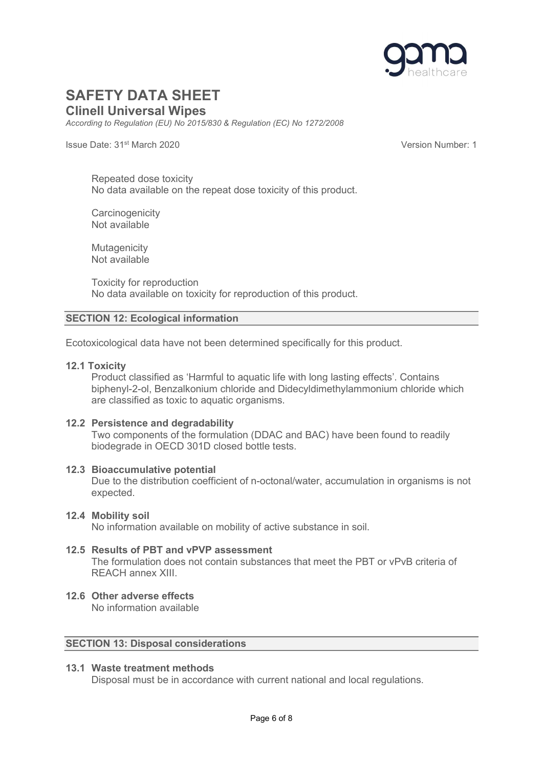Repeated dose toxicity
No data available on the repeat dose toxicity of this product.

Carcinogenicity
Not available

Mutagenicity
Not available

Toxicity for reproduction
No data available on toxicity for reproduction of this product.

## SECTION 12: Ecological information

Ecotoxicological data have not been determined specifically for this product.

### 12.1 Toxicity

Product classified as 'Harmful to aquatic life with long lasting effects'. Contains biphenyl-2-ol, Benzalkonium chloride and Didecyldimethylammonium chloride which are classified as toxic to aquatic organisms.

### 12.2 Persistence and degradability

Two components of the formulation (DDAC and BAC) have been found to readily biodegrade in OECD 301D closed bottle tests.

### 12.3 Bioaccumulative potential

Due to the distribution coefficient of n-octonal/water, accumulation in organisms is not expected.

### 12.4 Mobility soil

No information available on mobility of active substance in soil.

### 12.5 Results of PBT and vPVP assessment

The formulation does not contain substances that meet the PBT or vPvB criteria of REACH annex XIII.

### 12.6 Other adverse effects

No information available

## SECTION 13: Disposal considerations

### 13.1 Waste treatment methods

Disposal must be in accordance with current national and local regulations.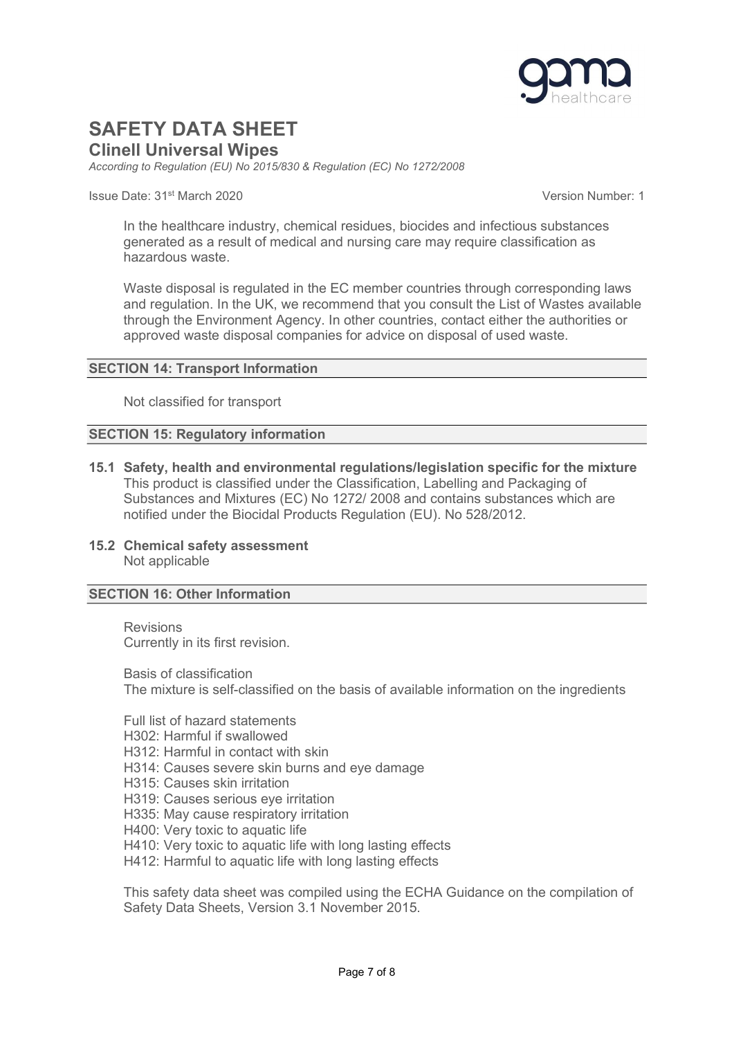In the healthcare industry, chemical residues, biocides and infectious substances generated as a result of medical and nursing care may require classification as hazardous waste.

Waste disposal is regulated in the EC member countries through corresponding laws and regulation. In the UK, we recommend that you consult the List of Wastes available through the Environment Agency. In other countries, contact either the authorities or approved waste disposal companies for advice on disposal of used waste.

## SECTION 14: Transport Information

Not classified for transport

## SECTION 15: Regulatory information

**15.1 Safety, health and environmental regulations/legislation specific for the mixture**
This product is classified under the Classification, Labelling and Packaging of Substances and Mixtures (EC) No 1272/ 2008 and contains substances which are notified under the Biocidal Products Regulation (EU). No 528/2012.

**15.2 Chemical safety assessment**
Not applicable

## SECTION 16: Other Information

Revisions
Currently in its first revision.

Basis of classification
The mixture is self-classified on the basis of available information on the ingredients

Full list of hazard statements
H302: Harmful if swallowed
H312: Harmful in contact with skin
H314: Causes severe skin burns and eye damage
H315: Causes skin irritation
H319: Causes serious eye irritation
H335: May cause respiratory irritation
H400: Very toxic to aquatic life
H410: Very toxic to aquatic life with long lasting effects
H412: Harmful to aquatic life with long lasting effects

This safety data sheet was compiled using the ECHA Guidance on the compilation of Safety Data Sheets, Version 3.1 November 2015.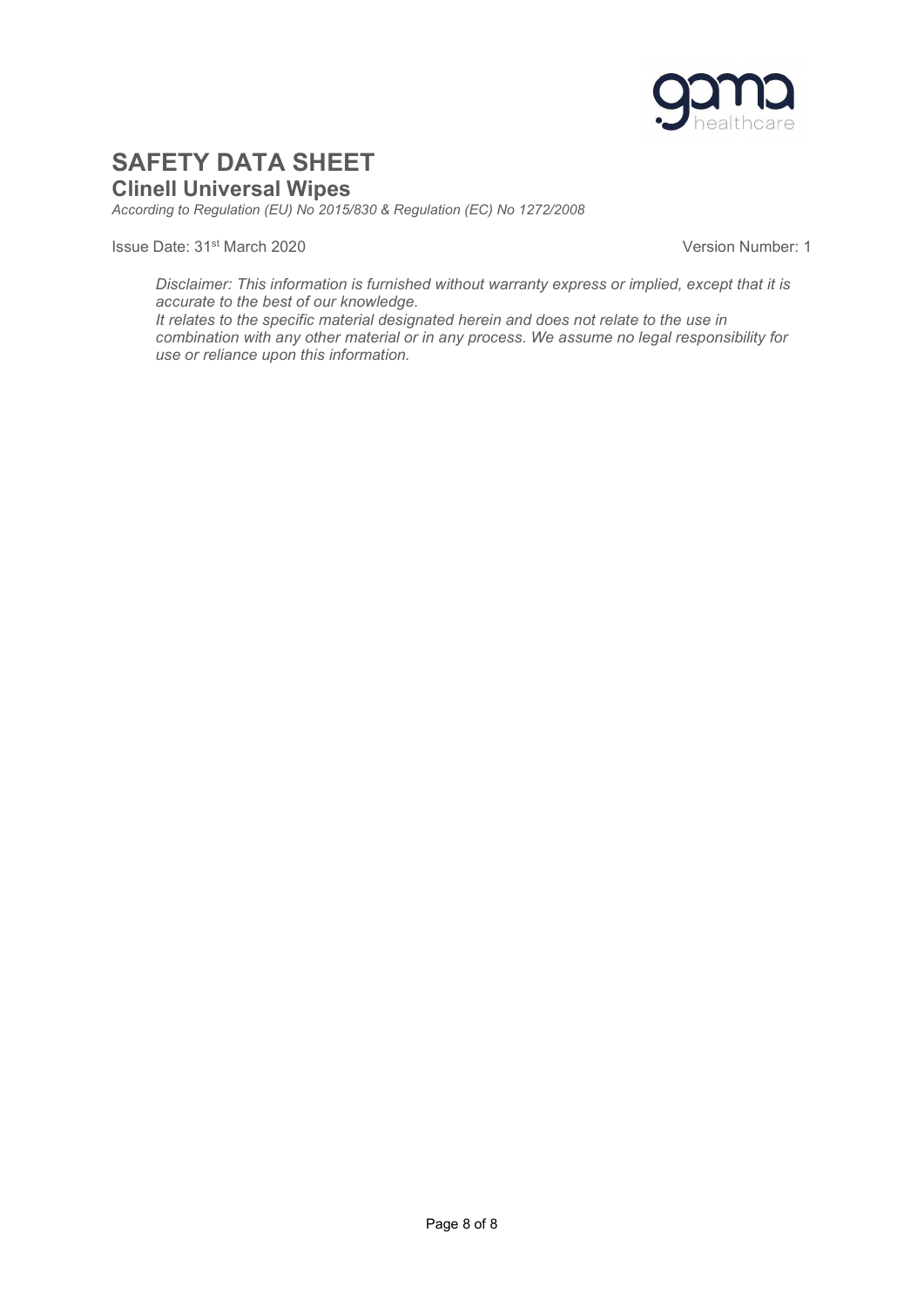# SAFETY DATA SHEET

## Clinell Universal Wipes

*According to Regulation (EU) No 2015/830 & Regulation (EC) No 1272/2008*

Issue Date: 31st March 2020 Version Number: 1

*Disclaimer: This information is furnished without warranty express or implied, except that it is accurate to the best of our knowledge.*
*It relates to the specific material designated herein and does not relate to the use in combination with any other material or in any process. We assume no legal responsibility for use or reliance upon this information.*